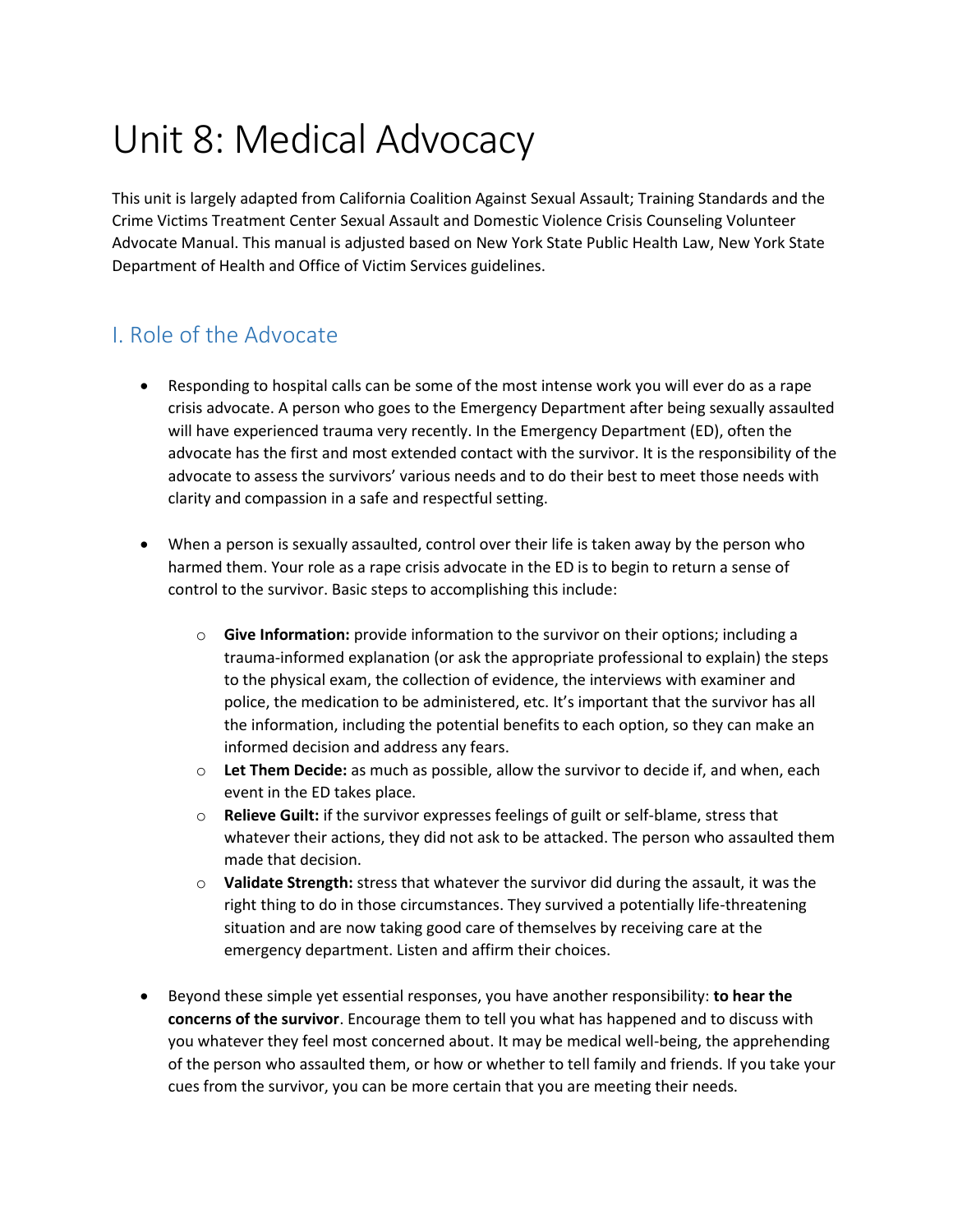# Unit 8: Medical Advocacy

This unit is largely adapted from California Coalition Against Sexual Assault; Training Standards and the Crime Victims Treatment Center Sexual Assault and Domestic Violence Crisis Counseling Volunteer Advocate Manual. This manual is adjusted based on New York State Public Health Law, New York State Department of Health and Office of Victim Services guidelines.

## I. Role of the Advocate

- Responding to hospital calls can be some of the most intense work you will ever do as a rape crisis advocate. A person who goes to the Emergency Department after being sexually assaulted will have experienced trauma very recently. In the Emergency Department (ED), often the advocate has the first and most extended contact with the survivor. It is the responsibility of the advocate to assess the survivors' various needs and to do their best to meet those needs with clarity and compassion in a safe and respectful setting.

- When a person is sexually assaulted, control over their life is taken away by the person who harmed them. Your role as a rape crisis advocate in the ED is to begin to return a sense of control to the survivor. Basic steps to accomplishing this include:

  - **Give Information:** provide information to the survivor on their options; including a trauma-informed explanation (or ask the appropriate professional to explain) the steps to the physical exam, the collection of evidence, the interviews with examiner and police, the medication to be administered, etc. It's important that the survivor has all the information, including the potential benefits to each option, so they can make an informed decision and address any fears.
  - **Let Them Decide:** as much as possible, allow the survivor to decide if, and when, each event in the ED takes place.
  - **Relieve Guilt:** if the survivor expresses feelings of guilt or self-blame, stress that whatever their actions, they did not ask to be attacked. The person who assaulted them made that decision.
  - **Validate Strength:** stress that whatever the survivor did during the assault, it was the right thing to do in those circumstances. They survived a potentially life-threatening situation and are now taking good care of themselves by receiving care at the emergency department. Listen and affirm their choices.

- Beyond these simple yet essential responses, you have another responsibility: **to hear the concerns of the survivor**. Encourage them to tell you what has happened and to discuss with you whatever they feel most concerned about. It may be medical well-being, the apprehending of the person who assaulted them, or how or whether to tell family and friends. If you take your cues from the survivor, you can be more certain that you are meeting their needs.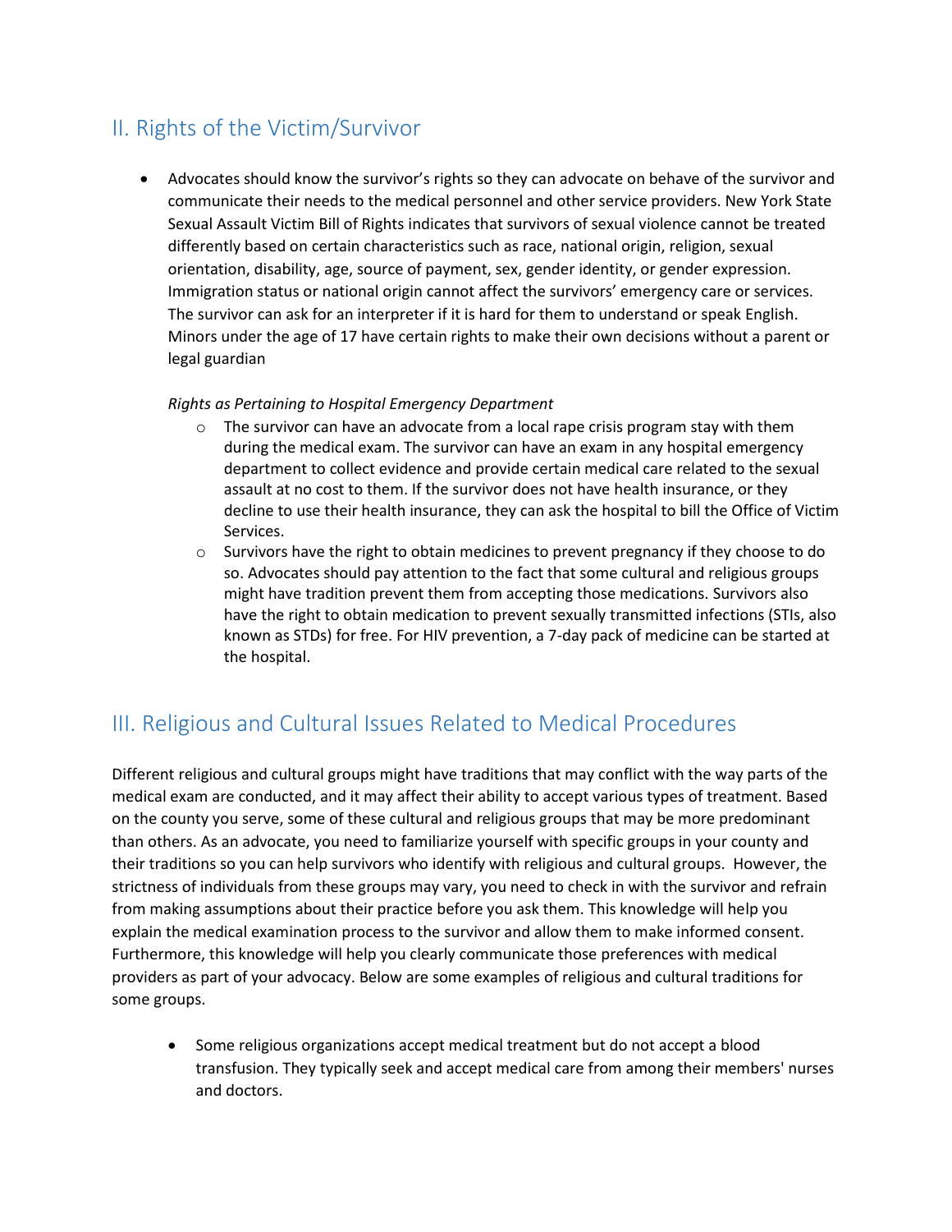## II. Rights of the Victim/Survivor

- Advocates should know the survivor's rights so they can advocate on behave of the survivor and communicate their needs to the medical personnel and other service providers. New York State Sexual Assault Victim Bill of Rights indicates that survivors of sexual violence cannot be treated differently based on certain characteristics such as race, national origin, religion, sexual orientation, disability, age, source of payment, sex, gender identity, or gender expression. Immigration status or national origin cannot affect the survivors' emergency care or services. The survivor can ask for an interpreter if it is hard for them to understand or speak English. Minors under the age of 17 have certain rights to make their own decisions without a parent or legal guardian

  *Rights as Pertaining to Hospital Emergency Department*

  - The survivor can have an advocate from a local rape crisis program stay with them during the medical exam. The survivor can have an exam in any hospital emergency department to collect evidence and provide certain medical care related to the sexual assault at no cost to them. If the survivor does not have health insurance, or they decline to use their health insurance, they can ask the hospital to bill the Office of Victim Services.
  - Survivors have the right to obtain medicines to prevent pregnancy if they choose to do so. Advocates should pay attention to the fact that some cultural and religious groups might have tradition prevent them from accepting those medications. Survivors also have the right to obtain medication to prevent sexually transmitted infections (STIs, also known as STDs) for free. For HIV prevention, a 7-day pack of medicine can be started at the hospital.

## III. Religious and Cultural Issues Related to Medical Procedures

Different religious and cultural groups might have traditions that may conflict with the way parts of the medical exam are conducted, and it may affect their ability to accept various types of treatment. Based on the county you serve, some of these cultural and religious groups that may be more predominant than others. As an advocate, you need to familiarize yourself with specific groups in your county and their traditions so you can help survivors who identify with religious and cultural groups. However, the strictness of individuals from these groups may vary, you need to check in with the survivor and refrain from making assumptions about their practice before you ask them. This knowledge will help you explain the medical examination process to the survivor and allow them to make informed consent. Furthermore, this knowledge will help you clearly communicate those preferences with medical providers as part of your advocacy. Below are some examples of religious and cultural traditions for some groups.

- Some religious organizations accept medical treatment but do not accept a blood transfusion. They typically seek and accept medical care from among their members' nurses and doctors.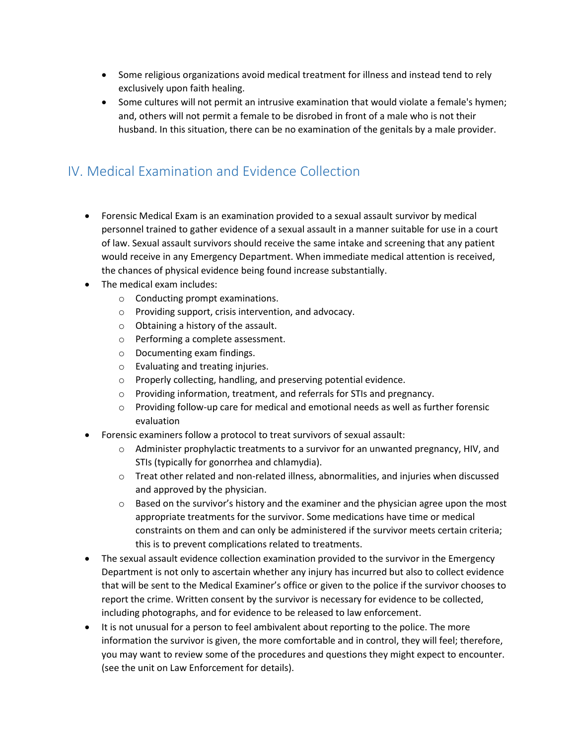- Some religious organizations avoid medical treatment for illness and instead tend to rely exclusively upon faith healing.
- Some cultures will not permit an intrusive examination that would violate a female's hymen; and, others will not permit a female to be disrobed in front of a male who is not their husband. In this situation, there can be no examination of the genitals by a male provider.

## IV. Medical Examination and Evidence Collection

- Forensic Medical Exam is an examination provided to a sexual assault survivor by medical personnel trained to gather evidence of a sexual assault in a manner suitable for use in a court of law. Sexual assault survivors should receive the same intake and screening that any patient would receive in any Emergency Department. When immediate medical attention is received, the chances of physical evidence being found increase substantially.
- The medical exam includes:
  - Conducting prompt examinations.
  - Providing support, crisis intervention, and advocacy.
  - Obtaining a history of the assault.
  - Performing a complete assessment.
  - Documenting exam findings.
  - Evaluating and treating injuries.
  - Properly collecting, handling, and preserving potential evidence.
  - Providing information, treatment, and referrals for STIs and pregnancy.
  - Providing follow-up care for medical and emotional needs as well as further forensic evaluation
- Forensic examiners follow a protocol to treat survivors of sexual assault:
  - Administer prophylactic treatments to a survivor for an unwanted pregnancy, HIV, and STIs (typically for gonorrhea and chlamydia).
  - Treat other related and non-related illness, abnormalities, and injuries when discussed and approved by the physician.
  - Based on the survivor's history and the examiner and the physician agree upon the most appropriate treatments for the survivor. Some medications have time or medical constraints on them and can only be administered if the survivor meets certain criteria; this is to prevent complications related to treatments.
- The sexual assault evidence collection examination provided to the survivor in the Emergency Department is not only to ascertain whether any injury has incurred but also to collect evidence that will be sent to the Medical Examiner's office or given to the police if the survivor chooses to report the crime. Written consent by the survivor is necessary for evidence to be collected, including photographs, and for evidence to be released to law enforcement.
- It is not unusual for a person to feel ambivalent about reporting to the police. The more information the survivor is given, the more comfortable and in control, they will feel; therefore, you may want to review some of the procedures and questions they might expect to encounter. (see the unit on Law Enforcement for details).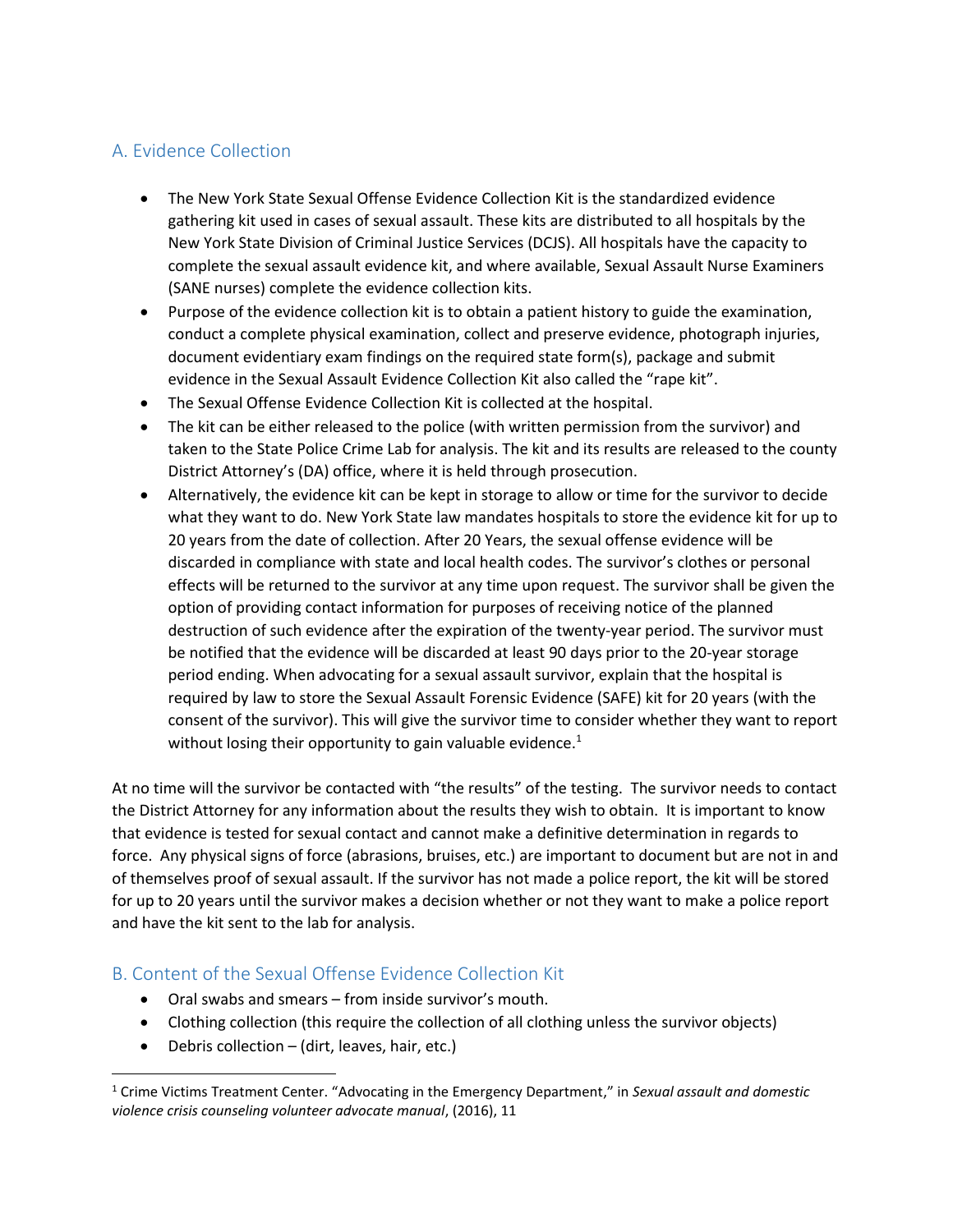## A. Evidence Collection

- The New York State Sexual Offense Evidence Collection Kit is the standardized evidence gathering kit used in cases of sexual assault. These kits are distributed to all hospitals by the New York State Division of Criminal Justice Services (DCJS). All hospitals have the capacity to complete the sexual assault evidence kit, and where available, Sexual Assault Nurse Examiners (SANE nurses) complete the evidence collection kits.
- Purpose of the evidence collection kit is to obtain a patient history to guide the examination, conduct a complete physical examination, collect and preserve evidence, photograph injuries, document evidentiary exam findings on the required state form(s), package and submit evidence in the Sexual Assault Evidence Collection Kit also called the "rape kit".
- The Sexual Offense Evidence Collection Kit is collected at the hospital.
- The kit can be either released to the police (with written permission from the survivor) and taken to the State Police Crime Lab for analysis. The kit and its results are released to the county District Attorney's (DA) office, where it is held through prosecution.
- Alternatively, the evidence kit can be kept in storage to allow or time for the survivor to decide what they want to do. New York State law mandates hospitals to store the evidence kit for up to 20 years from the date of collection. After 20 Years, the sexual offense evidence will be discarded in compliance with state and local health codes. The survivor's clothes or personal effects will be returned to the survivor at any time upon request. The survivor shall be given the option of providing contact information for purposes of receiving notice of the planned destruction of such evidence after the expiration of the twenty-year period. The survivor must be notified that the evidence will be discarded at least 90 days prior to the 20-year storage period ending. When advocating for a sexual assault survivor, explain that the hospital is required by law to store the Sexual Assault Forensic Evidence (SAFE) kit for 20 years (with the consent of the survivor). This will give the survivor time to consider whether they want to report without losing their opportunity to gain valuable evidence.[1]

At no time will the survivor be contacted with "the results" of the testing. The survivor needs to contact the District Attorney for any information about the results they wish to obtain. It is important to know that evidence is tested for sexual contact and cannot make a definitive determination in regards to force. Any physical signs of force (abrasions, bruises, etc.) are important to document but are not in and of themselves proof of sexual assault. If the survivor has not made a police report, the kit will be stored for up to 20 years until the survivor makes a decision whether or not they want to make a police report and have the kit sent to the lab for analysis.

## B. Content of the Sexual Offense Evidence Collection Kit

- Oral swabs and smears – from inside survivor's mouth.
- Clothing collection (this require the collection of all clothing unless the survivor objects)
- Debris collection – (dirt, leaves, hair, etc.)

---

[1] Crime Victims Treatment Center. "Advocating in the Emergency Department," in *Sexual assault and domestic violence crisis counseling volunteer advocate manual*, (2016), 11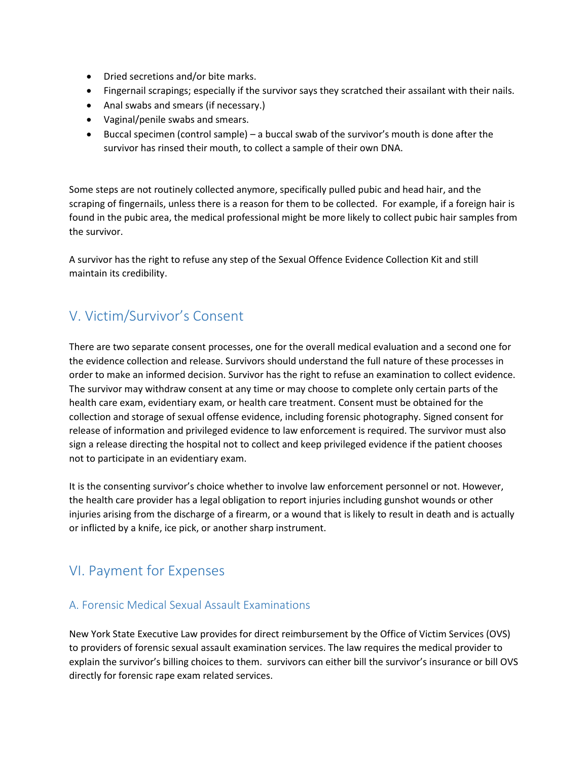- Dried secretions and/or bite marks.
- Fingernail scrapings; especially if the survivor says they scratched their assailant with their nails.
- Anal swabs and smears (if necessary.)
- Vaginal/penile swabs and smears.
- Buccal specimen (control sample) – a buccal swab of the survivor's mouth is done after the survivor has rinsed their mouth, to collect a sample of their own DNA.

Some steps are not routinely collected anymore, specifically pulled pubic and head hair, and the scraping of fingernails, unless there is a reason for them to be collected. For example, if a foreign hair is found in the pubic area, the medical professional might be more likely to collect pubic hair samples from the survivor.

A survivor has the right to refuse any step of the Sexual Offence Evidence Collection Kit and still maintain its credibility.

## V. Victim/Survivor's Consent

There are two separate consent processes, one for the overall medical evaluation and a second one for the evidence collection and release. Survivors should understand the full nature of these processes in order to make an informed decision. Survivor has the right to refuse an examination to collect evidence. The survivor may withdraw consent at any time or may choose to complete only certain parts of the health care exam, evidentiary exam, or health care treatment. Consent must be obtained for the collection and storage of sexual offense evidence, including forensic photography. Signed consent for release of information and privileged evidence to law enforcement is required. The survivor must also sign a release directing the hospital not to collect and keep privileged evidence if the patient chooses not to participate in an evidentiary exam.

It is the consenting survivor's choice whether to involve law enforcement personnel or not. However, the health care provider has a legal obligation to report injuries including gunshot wounds or other injuries arising from the discharge of a firearm, or a wound that is likely to result in death and is actually or inflicted by a knife, ice pick, or another sharp instrument.

## VI. Payment for Expenses

### A. Forensic Medical Sexual Assault Examinations

New York State Executive Law provides for direct reimbursement by the Office of Victim Services (OVS) to providers of forensic sexual assault examination services. The law requires the medical provider to explain the survivor's billing choices to them. survivors can either bill the survivor's insurance or bill OVS directly for forensic rape exam related services.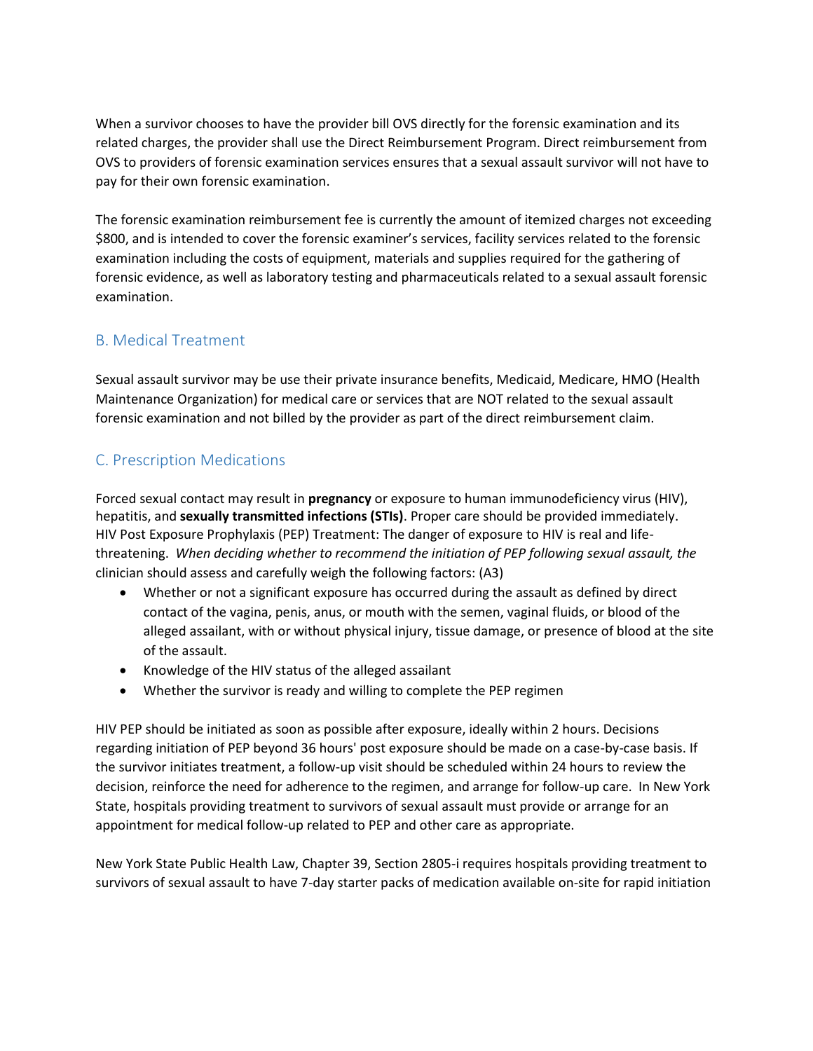When a survivor chooses to have the provider bill OVS directly for the forensic examination and its related charges, the provider shall use the Direct Reimbursement Program. Direct reimbursement from OVS to providers of forensic examination services ensures that a sexual assault survivor will not have to pay for their own forensic examination.

The forensic examination reimbursement fee is currently the amount of itemized charges not exceeding $800, and is intended to cover the forensic examiner's services, facility services related to the forensic examination including the costs of equipment, materials and supplies required for the gathering of forensic evidence, as well as laboratory testing and pharmaceuticals related to a sexual assault forensic examination.

## B. Medical Treatment

Sexual assault survivor may be use their private insurance benefits, Medicaid, Medicare, HMO (Health Maintenance Organization) for medical care or services that are NOT related to the sexual assault forensic examination and not billed by the provider as part of the direct reimbursement claim.

## C. Prescription Medications

Forced sexual contact may result in **pregnancy** or exposure to human immunodeficiency virus (HIV), hepatitis, and **sexually transmitted infections (STIs)**. Proper care should be provided immediately. HIV Post Exposure Prophylaxis (PEP) Treatment: The danger of exposure to HIV is real and life-threatening. *When deciding whether to recommend the initiation of PEP following sexual assault, the* clinician should assess and carefully weigh the following factors: (A3)

- Whether or not a significant exposure has occurred during the assault as defined by direct contact of the vagina, penis, anus, or mouth with the semen, vaginal fluids, or blood of the alleged assailant, with or without physical injury, tissue damage, or presence of blood at the site of the assault.
- Knowledge of the HIV status of the alleged assailant
- Whether the survivor is ready and willing to complete the PEP regimen

HIV PEP should be initiated as soon as possible after exposure, ideally within 2 hours. Decisions regarding initiation of PEP beyond 36 hours' post exposure should be made on a case-by-case basis. If the survivor initiates treatment, a follow-up visit should be scheduled within 24 hours to review the decision, reinforce the need for adherence to the regimen, and arrange for follow-up care. In New York State, hospitals providing treatment to survivors of sexual assault must provide or arrange for an appointment for medical follow-up related to PEP and other care as appropriate.

New York State Public Health Law, Chapter 39, Section 2805-i requires hospitals providing treatment to survivors of sexual assault to have 7-day starter packs of medication available on-site for rapid initiation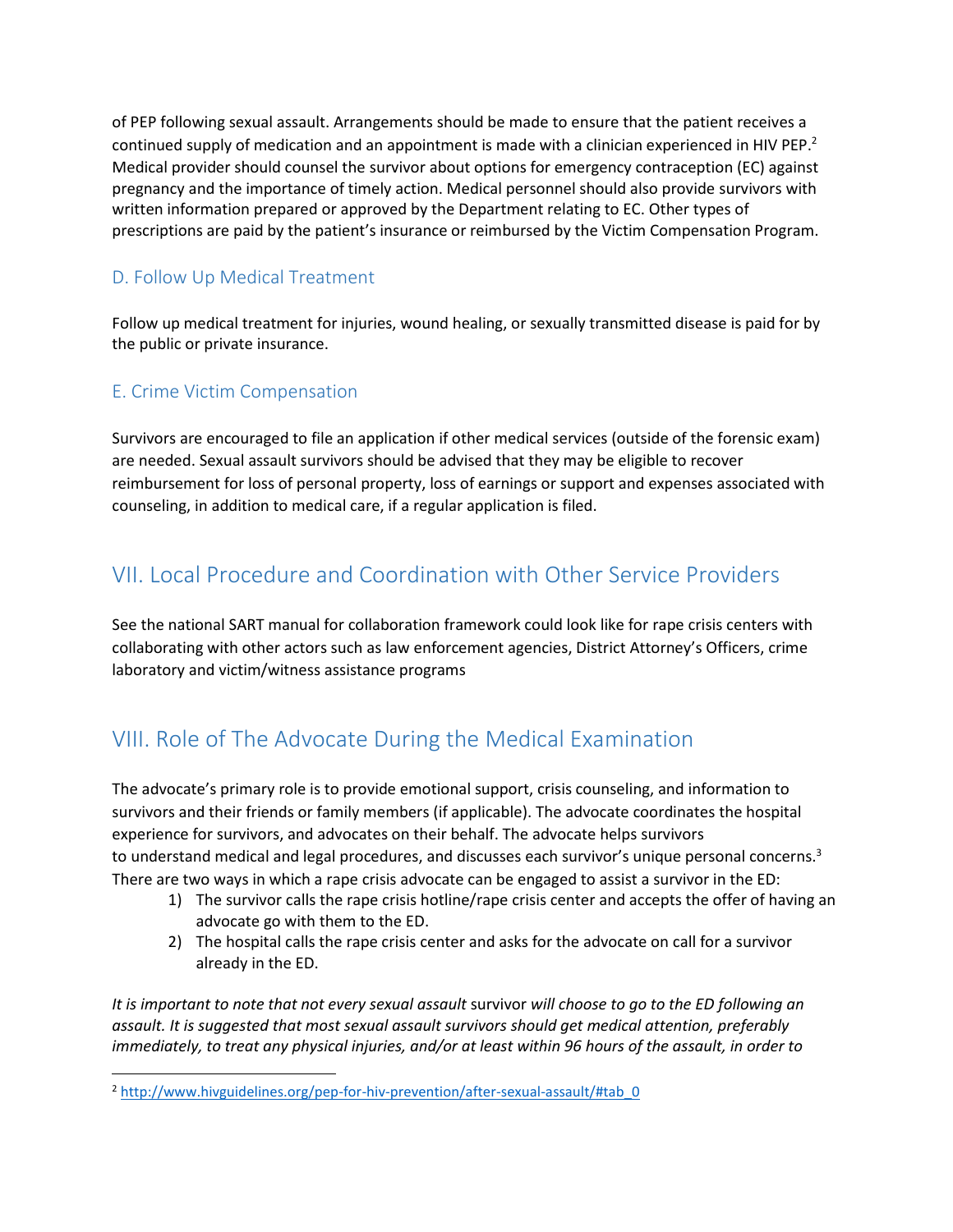of PEP following sexual assault. Arrangements should be made to ensure that the patient receives a continued supply of medication and an appointment is made with a clinician experienced in HIV PEP.[2] Medical provider should counsel the survivor about options for emergency contraception (EC) against pregnancy and the importance of timely action. Medical personnel should also provide survivors with written information prepared or approved by the Department relating to EC. Other types of prescriptions are paid by the patient's insurance or reimbursed by the Victim Compensation Program.

### D. Follow Up Medical Treatment

Follow up medical treatment for injuries, wound healing, or sexually transmitted disease is paid for by the public or private insurance.

### E. Crime Victim Compensation

Survivors are encouraged to file an application if other medical services (outside of the forensic exam) are needed. Sexual assault survivors should be advised that they may be eligible to recover reimbursement for loss of personal property, loss of earnings or support and expenses associated with counseling, in addition to medical care, if a regular application is filed.

## VII. Local Procedure and Coordination with Other Service Providers

See the national SART manual for collaboration framework could look like for rape crisis centers with collaborating with other actors such as law enforcement agencies, District Attorney's Officers, crime laboratory and victim/witness assistance programs

## VIII. Role of The Advocate During the Medical Examination

The advocate's primary role is to provide emotional support, crisis counseling, and information to survivors and their friends or family members (if applicable). The advocate coordinates the hospital experience for survivors, and advocates on their behalf. The advocate helps survivors to understand medical and legal procedures, and discusses each survivor's unique personal concerns.[3] There are two ways in which a rape crisis advocate can be engaged to assist a survivor in the ED:

1) The survivor calls the rape crisis hotline/rape crisis center and accepts the offer of having an advocate go with them to the ED.
2) The hospital calls the rape crisis center and asks for the advocate on call for a survivor already in the ED.

*It is important to note that not every sexual assault* survivor *will choose to go to the ED following an assault. It is suggested that most sexual assault survivors should get medical attention, preferably immediately, to treat any physical injuries, and/or at least within 96 hours of the assault, in order to*

---

[2] http://www.hivguidelines.org/pep-for-hiv-prevention/after-sexual-assault/#tab_0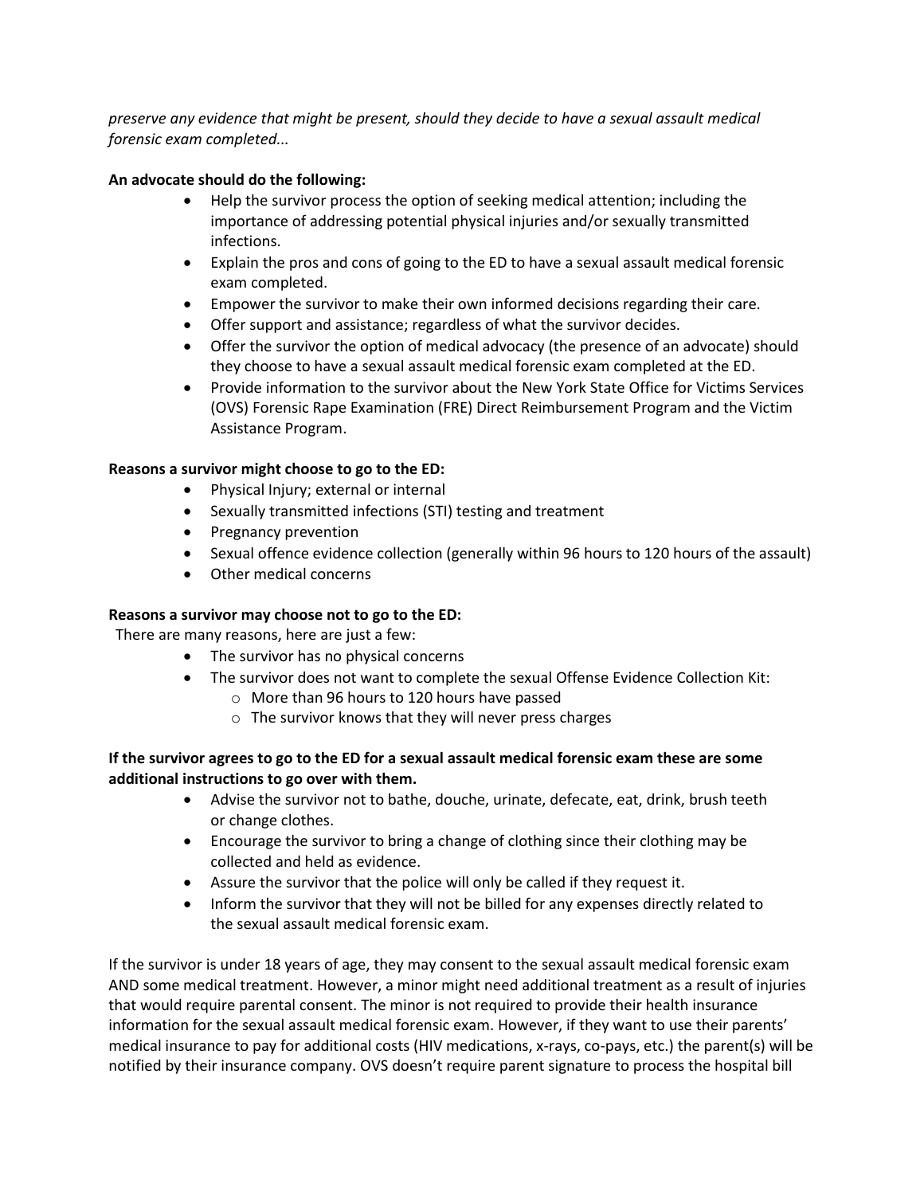*preserve any evidence that might be present, should they decide to have a sexual assault medical forensic exam completed...*

**An advocate should do the following:**

- Help the survivor process the option of seeking medical attention; including the importance of addressing potential physical injuries and/or sexually transmitted infections.
- Explain the pros and cons of going to the ED to have a sexual assault medical forensic exam completed.
- Empower the survivor to make their own informed decisions regarding their care.
- Offer support and assistance; regardless of what the survivor decides.
- Offer the survivor the option of medical advocacy (the presence of an advocate) should they choose to have a sexual assault medical forensic exam completed at the ED.
- Provide information to the survivor about the New York State Office for Victims Services (OVS) Forensic Rape Examination (FRE) Direct Reimbursement Program and the Victim Assistance Program.

**Reasons a survivor might choose to go to the ED:**

- Physical Injury; external or internal
- Sexually transmitted infections (STI) testing and treatment
- Pregnancy prevention
- Sexual offence evidence collection (generally within 96 hours to 120 hours of the assault)
- Other medical concerns

**Reasons a survivor may choose not to go to the ED:**

There are many reasons, here are just a few:

- The survivor has no physical concerns
- The survivor does not want to complete the sexual Offense Evidence Collection Kit:
  - More than 96 hours to 120 hours have passed
  - The survivor knows that they will never press charges

**If the survivor agrees to go to the ED for a sexual assault medical forensic exam these are some additional instructions to go over with them.**

- Advise the survivor not to bathe, douche, urinate, defecate, eat, drink, brush teeth or change clothes.
- Encourage the survivor to bring a change of clothing since their clothing may be collected and held as evidence.
- Assure the survivor that the police will only be called if they request it.
- Inform the survivor that they will not be billed for any expenses directly related to the sexual assault medical forensic exam.

If the survivor is under 18 years of age, they may consent to the sexual assault medical forensic exam AND some medical treatment. However, a minor might need additional treatment as a result of injuries that would require parental consent. The minor is not required to provide their health insurance information for the sexual assault medical forensic exam. However, if they want to use their parents' medical insurance to pay for additional costs (HIV medications, x-rays, co-pays, etc.) the parent(s) will be notified by their insurance company. OVS doesn't require parent signature to process the hospital bill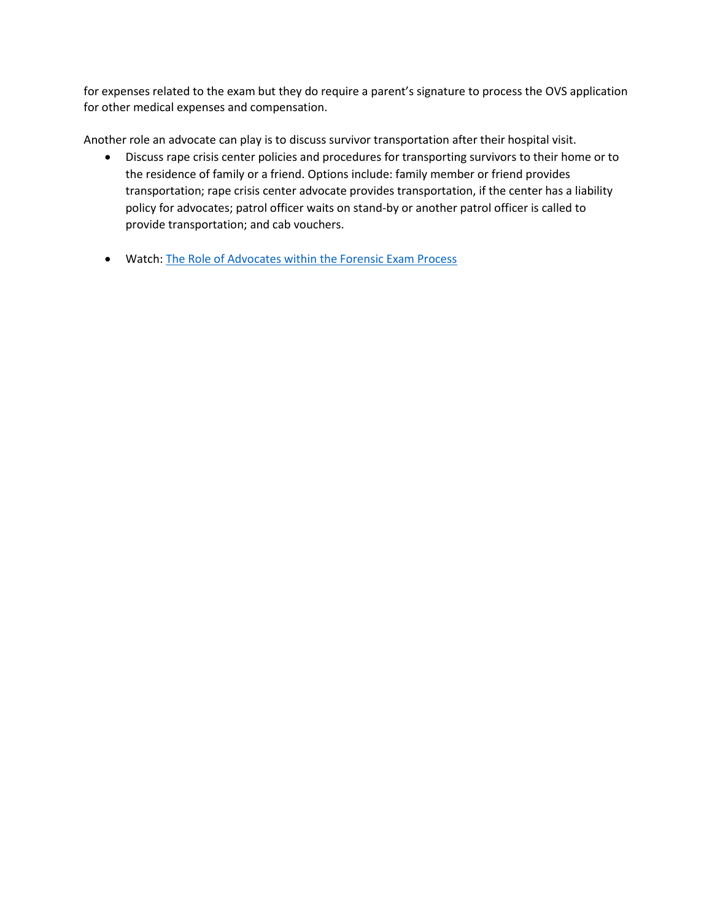for expenses related to the exam but they do require a parent's signature to process the OVS application for other medical expenses and compensation.

Another role an advocate can play is to discuss survivor transportation after their hospital visit.

- Discuss rape crisis center policies and procedures for transporting survivors to their home or to the residence of family or a friend. Options include: family member or friend provides transportation; rape crisis center advocate provides transportation, if the center has a liability policy for advocates; patrol officer waits on stand-by or another patrol officer is called to provide transportation; and cab vouchers.

- Watch: [The Role of Advocates within the Forensic Exam Process]